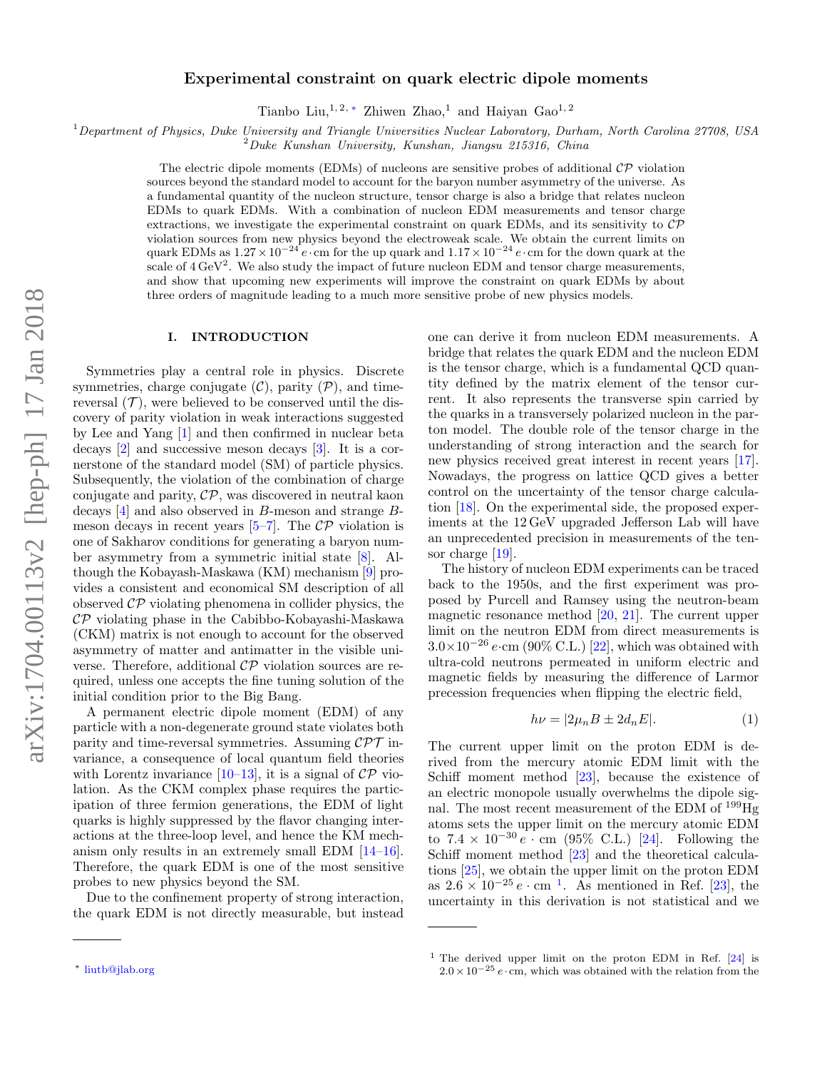# Experimental constraint on quark electric dipole moments

Tianbo Liu,[1,2,*] Zhiwen Zhao,[1] and Haiyan Gao[1,2]

[1] *Department of Physics, Duke University and Triangle Universities Nuclear Laboratory, Durham, North Carolina 27708, USA*
[2] *Duke Kunshan University, Kunshan, Jiangsu 215316, China*

The electric dipole moments (EDMs) of nucleons are sensitive probes of additional $\mathcal{CP}$ violation sources beyond the standard model to account for the baryon number asymmetry of the universe. As a fundamental quantity of the nucleon structure, tensor charge is also a bridge that relates nucleon EDMs to quark EDMs. With a combination of nucleon EDM measurements and tensor charge extractions, we investigate the experimental constraint on quark EDMs, and its sensitivity to $\mathcal{CP}$ violation sources from new physics beyond the electroweak scale. We obtain the current limits on quark EDMs as $1.27\times10^{-24}\,e\cdot$cm for the up quark and $1.17\times10^{-24}\,e\cdot$cm for the down quark at the scale of $4\,\text{GeV}^2$. We also study the impact of future nucleon EDM and tensor charge measurements, and show that upcoming new experiments will improve the constraint on quark EDMs by about three orders of magnitude leading to a much more sensitive probe of new physics models.

## I. INTRODUCTION

Symmetries play a central role in physics. Discrete symmetries, charge conjugate ($\mathcal{C}$), parity ($\mathcal{P}$), and time-reversal ($\mathcal{T}$), were believed to be conserved until the discovery of parity violation in weak interactions suggested by Lee and Yang [1] and then confirmed in nuclear beta decays [2] and successive meson decays [3]. It is a cornerstone of the standard model (SM) of particle physics. Subsequently, the violation of the combination of charge conjugate and parity, $\mathcal{CP}$, was discovered in neutral kaon decays [4] and also observed in $B$-meson and strange $B$-meson decays in recent years [5–7]. The $\mathcal{CP}$ violation is one of Sakharov conditions for generating a baryon number asymmetry from a symmetric initial state [8]. Although the Kobayash-Maskawa (KM) mechanism [9] provides a consistent and economical SM description of all observed $\mathcal{CP}$ violating phenomena in collider physics, the $\mathcal{CP}$ violating phase in the Cabibbo-Kobayashi-Maskawa (CKM) matrix is not enough to account for the observed asymmetry of matter and antimatter in the visible universe. Therefore, additional $\mathcal{CP}$ violation sources are required, unless one accepts the fine tuning solution of the initial condition prior to the Big Bang.

A permanent electric dipole moment (EDM) of any particle with a non-degenerate ground state violates both parity and time-reversal symmetries. Assuming $\mathcal{CPT}$ invariance, a consequence of local quantum field theories with Lorentz invariance [10–13], it is a signal of $\mathcal{CP}$ violation. As the CKM complex phase requires the participation of three fermion generations, the EDM of light quarks is highly suppressed by the flavor changing interactions at the three-loop level, and hence the KM mechanism only results in an extremely small EDM [14–16]. Therefore, the quark EDM is one of the most sensitive probes to new physics beyond the SM.

Due to the confinement property of strong interaction, the quark EDM is not directly measurable, but instead one can derive it from nucleon EDM measurements. A bridge that relates the quark EDM and the nucleon EDM is the tensor charge, which is a fundamental QCD quantity defined by the matrix element of the tensor current. It also represents the transverse spin carried by the quarks in a transversely polarized nucleon in the parton model. The double role of the tensor charge in the understanding of strong interaction and the search for new physics received great interest in recent years [17]. Nowadays, the progress on lattice QCD gives a better control on the uncertainty of the tensor charge calculation [18]. On the experimental side, the proposed experiments at the 12 GeV upgraded Jefferson Lab will have an unprecedented precision in measurements of the tensor charge [19].

The history of nucleon EDM experiments can be traced back to the 1950s, and the first experiment was proposed by Purcell and Ramsey using the neutron-beam magnetic resonance method [20, 21]. The current upper limit on the neutron EDM from direct measurements is $3.0\times10^{-26}\,e\cdot$cm (90% C.L.) [22], which was obtained with ultra-cold neutrons permeated in uniform electric and magnetic fields by measuring the difference of Larmor precession frequencies when flipping the electric field,

$$h\nu = |2\mu_n B \pm 2d_n E|. \tag{1}$$

The current upper limit on the proton EDM is derived from the mercury atomic EDM limit with the Schiff moment method [23], because the existence of an electric monopole usually overwhelms the dipole signal. The most recent measurement of the EDM of $^{199}$Hg atoms sets the upper limit on the mercury atomic EDM to $7.4\times10^{-30}\,e\cdot$cm (95% C.L.) [24]. Following the Schiff moment method [23] and the theoretical calculations [25], we obtain the upper limit on the proton EDM as $2.6\times10^{-25}\,e\cdot$cm [1]. As mentioned in Ref. [23], the uncertainty in this derivation is not statistical and we

---

[*] liutb@jlab.org

[1] The derived upper limit on the proton EDM in Ref. [24] is $2.0\times10^{-25}\,e\cdot$cm, which was obtained with the relation from the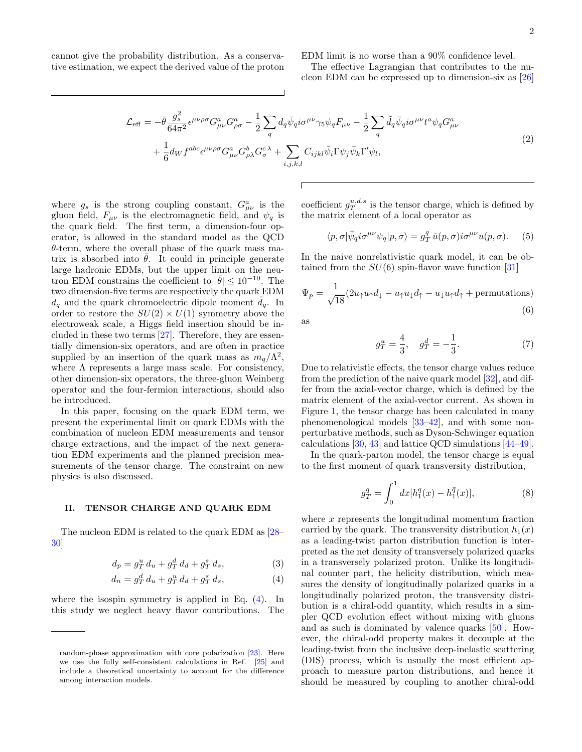cannot give the probability distribution. As a conservative estimation, we expect the derived value of the proton EDM limit is no worse than a 90% confidence level.

The effective Lagrangian that contributes to the nucleon EDM can be expressed up to dimension-six as [26]

$$
\begin{aligned}
\mathcal{L}_{\rm eff} = & -\bar{\theta}\frac{g_s^2}{64\pi^2}\epsilon^{\mu\nu\rho\sigma}G^a_{\mu\nu}G^a_{\rho\sigma} - \frac{1}{2}\sum_q d_q\bar{\psi}_q i\sigma^{\mu\nu}\gamma_5\psi_q F_{\mu\nu} - \frac{1}{2}\sum_q \tilde{d}_q\bar{\psi}_q i\sigma^{\mu\nu}t^a\psi_q G^a_{\mu\nu} \\
& + \frac{1}{6}d_W f^{abc}\epsilon^{\mu\nu\rho\sigma}G^a_{\mu\nu}G^b_{\rho\lambda}G^{c\,\lambda}_{\sigma} + \sum_{i,j,k,l} C_{ijkl}\bar{\psi}_i\Gamma\psi_j\bar{\psi}_k\Gamma'\psi_l,
\end{aligned}
\tag{2}
$$

where $g_s$ is the strong coupling constant, $G^a_{\mu\nu}$ is the gluon field, $F_{\mu\nu}$ is the electromagnetic field, and $\psi_q$ is the quark field. The first term, a dimension-four operator, is allowed in the standard model as the QCD $\theta$-term, where the overall phase of the quark mass matrix is absorbed into $\bar{\theta}$. It could in principle generate large hadronic EDMs, but the upper limit on the neutron EDM constrains the coefficient to $|\bar{\theta}| \leq 10^{-10}$. The two dimension-five terms are respectively the quark EDM $d_q$ and the quark chromoelectric dipole moment $\tilde{d}_q$. In order to restore the $SU(2)\times U(1)$ symmetry above the electroweak scale, a Higgs field insertion should be included in these two terms [27]. Therefore, they are essentially dimension-six operators, and are often in practice supplied by an insertion of the quark mass as $m_q/\Lambda^2$, where $\Lambda$ represents a large mass scale. For consistency, other dimension-six operators, the three-gluon Weinberg operator and the four-fermion interactions, should also be introduced.

In this paper, focusing on the quark EDM term, we present the experimental limit on quark EDMs with the combination of nucleon EDM measurements and tensor charge extractions, and the impact of the next generation EDM experiments and the planned precision measurements of the tensor charge. The constraint on new physics is also discussed.

## II. TENSOR CHARGE AND QUARK EDM

The nucleon EDM is related to the quark EDM as [28–30]

$$
d_p = g_T^u\, d_u + g_T^d\, d_d + g_T^s\, d_s, \tag{3}
$$

$$
d_n = g_T^d\, d_u + g_T^u\, d_d + g_T^s\, d_s, \tag{4}
$$

where the isospin symmetry is applied in Eq. (4). In this study we neglect heavy flavor contributions. The coefficient $g_T^{u,d,s}$ is the tensor charge, which is defined by the matrix element of a local operator as

$$
\langle p,\sigma|\bar{\psi}_q i\sigma^{\mu\nu}\psi_q|p,\sigma\rangle = g_T^q\,\bar{u}(p,\sigma)i\sigma^{\mu\nu}u(p,\sigma). \tag{5}
$$

In the naive nonrelativistic quark model, it can be obtained from the $SU(6)$ spin-flavor wave function [31]

$$
\Psi_p = \frac{1}{\sqrt{18}}(2u_\uparrow u_\uparrow d_\downarrow - u_\uparrow u_\downarrow d_\uparrow - u_\downarrow u_\uparrow d_\uparrow + \text{permutations}) \tag{6}
$$

as

$$
g_T^u = \frac{4}{3}, \quad g_T^d = -\frac{1}{3}. \tag{7}
$$

Due to relativistic effects, the tensor charge values reduce from the prediction of the naive quark model [32], and differ from the axial-vector charge, which is defined by the matrix element of the axial-vector current. As shown in Figure 1, the tensor charge has been calculated in many phenomenological models [33–42], and with some nonperturbative methods, such as Dyson-Schwinger equation calculations [30, 43] and lattice QCD simulations [44–49].

In the quark-parton model, the tensor charge is equal to the first moment of quark transversity distribution,

$$
g_T^q = \int_0^1 dx[h_1^q(x) - h_1^{\bar{q}}(x)], \tag{8}
$$

where $x$ represents the longitudinal momentum fraction carried by the quark. The transversity distribution $h_1(x)$ as a leading-twist parton distribution function is interpreted as the net density of transversely polarized quarks in a transversely polarized proton. Unlike its longitudinal counter part, the helicity distribution, which measures the density of longitudinally polarized quarks in a longitudinally polarized proton, the transversity distribution is a chiral-odd quantity, which results in a simpler QCD evolution effect without mixing with gluons and as such is dominated by valence quarks [50]. However, the chiral-odd property makes it decouple at the leading-twist from the inclusive deep-inelastic scattering (DIS) process, which is usually the most efficient approach to measure parton distributions, and hence it should be measured by coupling to another chiral-odd

random-phase approximation with core polarization [23]. Here we use the fully self-consistent calculations in Ref. [25] and include a theoretical uncertainty to account for the difference among interaction models.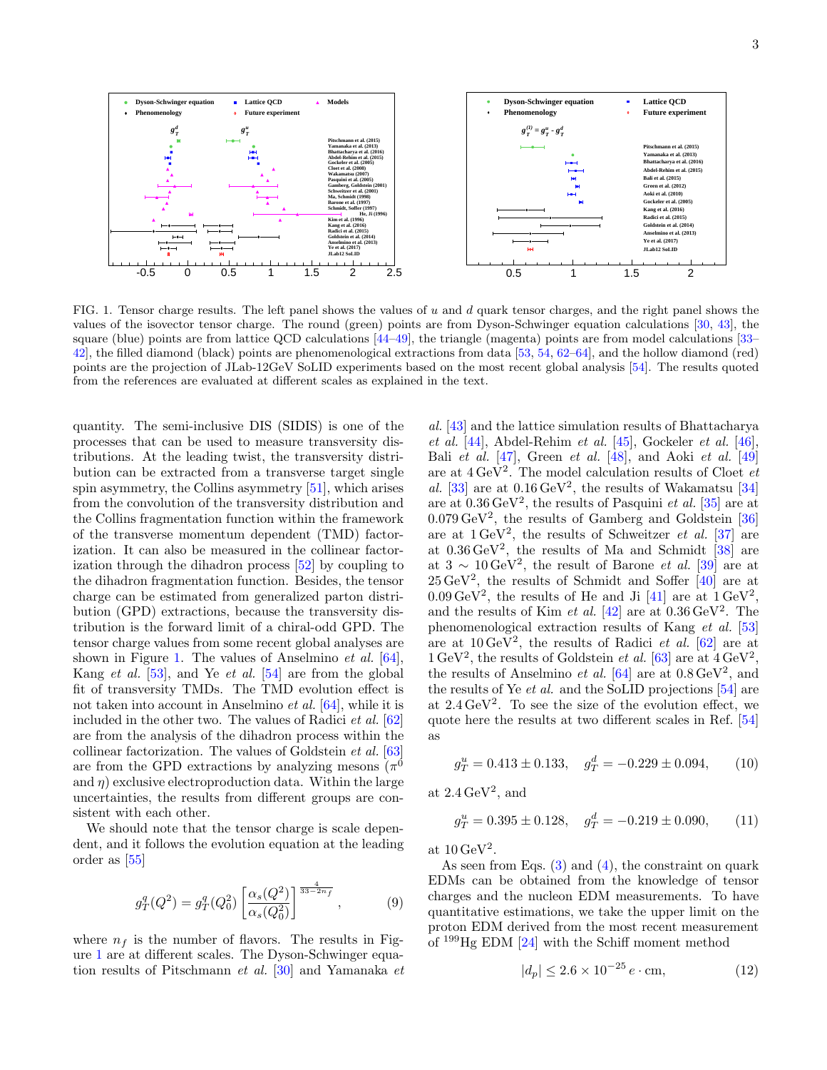FIG. 1. Tensor charge results. The left panel shows the values of $u$ and $d$ quark tensor charges, and the right panel shows the values of the isovector tensor charge. The round (green) points are from Dyson-Schwinger equation calculations [30, 43], the square (blue) points are from lattice QCD calculations [44–49], the triangle (magenta) points are from model calculations [33–42], the filled diamond (black) points are phenomenological extractions from data [53, 54, 62–64], and the hollow diamond (red) points are the projection of JLab-12GeV SoLID experiments based on the most recent global analysis [54]. The results quoted from the references are evaluated at different scales as explained in the text.

quantity. The semi-inclusive DIS (SIDIS) is one of the processes that can be used to measure transversity distributions. At the leading twist, the transversity distribution can be extracted from a transverse target single spin asymmetry, the Collins asymmetry [51], which arises from the convolution of the transversity distribution and the Collins fragmentation function within the framework of the transverse momentum dependent (TMD) factorization. It can also be measured in the collinear factorization through the dihadron process [52] by coupling to the dihadron fragmentation function. Besides, the tensor charge can be estimated from generalized parton distribution (GPD) extractions, because the transversity distribution is the forward limit of a chiral-odd GPD. The tensor charge values from some recent global analyses are shown in Figure 1. The values of Anselmino *et al.* [64], Kang *et al.* [53], and Ye *et al.* [54] are from the global fit of transversity TMDs. The TMD evolution effect is not taken into account in Anselmino *et al.* [64], while it is included in the other two. The values of Radici *et al.* [62] are from the analysis of the dihadron process within the collinear factorization. The values of Goldstein *et al.* [63] are from the GPD extractions by analyzing mesons ($\pi^0$ and $\eta$) exclusive electroproduction data. Within the large uncertainties, the results from different groups are consistent with each other.

We should note that the tensor charge is scale dependent, and it follows the evolution equation at the leading order as [55]

$$g_T^q(Q^2) = g_T^q(Q_0^2)\left[\frac{\alpha_s(Q^2)}{\alpha_s(Q_0^2)}\right]^{\frac{4}{33-2n_f}}, \tag{9}$$

where $n_f$ is the number of flavors. The results in Figure 1 are at different scales. The Dyson-Schwinger equation results of Pitschmann *et al.* [30] and Yamanaka *et al.* [43] and the lattice simulation results of Bhattacharya *et al.* [44], Abdel-Rehim *et al.* [45], Gockeler *et al.* [46], Bali *et al.* [47], Green *et al.* [48], and Aoki *et al.* [49] are at $4\,\mathrm{GeV}^2$. The model calculation results of Cloet *et al.* [33] are at $0.16\,\mathrm{GeV}^2$, the results of Wakamatsu [34] are at $0.36\,\mathrm{GeV}^2$, the results of Pasquini *et al.* [35] are at $0.079\,\mathrm{GeV}^2$, the results of Gamberg and Goldstein [36] are at $1\,\mathrm{GeV}^2$, the results of Schweitzer *et al.* [37] are at $0.36\,\mathrm{GeV}^2$, the results of Ma and Schmidt [38] are at $3 \sim 10\,\mathrm{GeV}^2$, the result of Barone *et al.* [39] are at $25\,\mathrm{GeV}^2$, the results of Schmidt and Soffer [40] are at $0.09\,\mathrm{GeV}^2$, the results of He and Ji [41] are at $1\,\mathrm{GeV}^2$, and the results of Kim *et al.* [42] are at $0.36\,\mathrm{GeV}^2$. The phenomenological extraction results of Kang *et al.* [53] are at $10\,\mathrm{GeV}^2$, the results of Radici *et al.* [62] are at $1\,\mathrm{GeV}^2$, the results of Goldstein *et al.* [63] are at $4\,\mathrm{GeV}^2$, the results of Anselmino *et al.* [64] are at $0.8\,\mathrm{GeV}^2$, and the results of Ye *et al.* and the SoLID projections [54] are at $2.4\,\mathrm{GeV}^2$. To see the size of the evolution effect, we quote here the results at two different scales in Ref. [54] as

$$g_T^u = 0.413 \pm 0.133, \quad g_T^d = -0.229 \pm 0.094, \tag{10}$$

at $2.4\,\mathrm{GeV}^2$, and

$$g_T^u = 0.395 \pm 0.128, \quad g_T^d = -0.219 \pm 0.090, \tag{11}$$

at $10\,\mathrm{GeV}^2$.

As seen from Eqs. (3) and (4), the constraint on quark EDMs can be obtained from the knowledge of tensor charges and the nucleon EDM measurements. To have quantitative estimations, we take the upper limit on the proton EDM derived from the most recent measurement of $^{199}$Hg EDM [24] with the Schiff moment method

$$|d_p| \leq 2.6 \times 10^{-25}\, e \cdot \mathrm{cm}, \tag{12}$$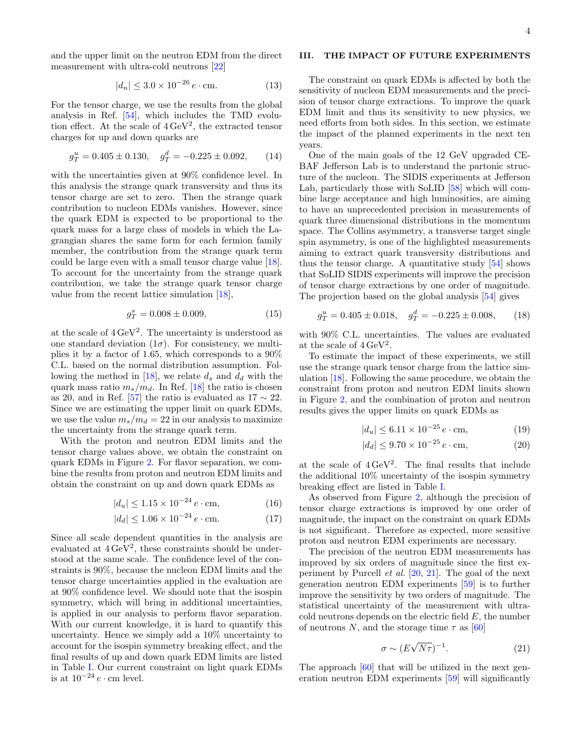and the upper limit on the neutron EDM from the direct measurement with ultra-cold neutrons [22]

$$|d_n| \leq 3.0 \times 10^{-26}\, e \cdot \text{cm}. \tag{13}$$

For the tensor charge, we use the results from the global analysis in Ref. [54], which includes the TMD evolution effect. At the scale of $4\,\text{GeV}^2$, the extracted tensor charges for up and down quarks are

$$g_T^u = 0.405 \pm 0.130, \quad g_T^d = -0.225 \pm 0.092, \tag{14}$$

with the uncertainties given at 90% confidence level. In this analysis the strange quark transversity and thus its tensor charge are set to zero. Then the strange quark contribution to nucleon EDMs vanishes. However, since the quark EDM is expected to be proportional to the quark mass for a large class of models in which the Lagrangian shares the same form for each fermion family member, the contribution from the strange quark term could be large even with a small tensor charge value [18]. To account for the uncertainty from the strange quark contribution, we take the strange quark tensor charge value from the recent lattice simulation [18],

$$g_T^s = 0.008 \pm 0.009, \tag{15}$$

at the scale of $4\,\text{GeV}^2$. The uncertainty is understood as one standard deviation ($1\sigma$). For consistency, we multiplies it by a factor of 1.65, which corresponds to a 90% C.L. based on the normal distribution assumption. Following the method in [18], we relate $d_s$ and $d_d$ with the quark mass ratio $m_s/m_d$. In Ref. [18] the ratio is chosen as 20, and in Ref. [57] the ratio is evaluated as $17 \sim 22$. Since we are estimating the upper limit on quark EDMs, we use the value $m_s/m_d = 22$ in our analysis to maximize the uncertainty from the strange quark term.

With the proton and neutron EDM limits and the tensor charge values above, we obtain the constraint on quark EDMs in Figure 2. For flavor separation, we combine the results from proton and neutron EDM limits and obtain the constraint on up and down quark EDMs as

$$|d_u| \leq 1.15 \times 10^{-24}\, e \cdot \text{cm}, \tag{16}$$

$$|d_d| \leq 1.06 \times 10^{-24}\, e \cdot \text{cm}. \tag{17}$$

Since all scale dependent quantities in the analysis are evaluated at $4\,\text{GeV}^2$, these constraints should be understood at the same scale. The confidence level of the constraints is 90%, because the nucleon EDM limits and the tensor charge uncertainties applied in the evaluation are at 90% confidence level. We should note that the isospin symmetry, which will bring in additional uncertainties, is applied in our analysis to perform flavor separation. With our current knowledge, it is hard to quantify this uncertainty. Hence we simply add a 10% uncertainty to account for the isospin symmetry breaking effect, and the final results of up and down quark EDM limits are listed in Table I. Our current constraint on light quark EDMs is at $10^{-24}\, e \cdot \text{cm}$ level.

## III. THE IMPACT OF FUTURE EXPERIMENTS

The constraint on quark EDMs is affected by both the sensitivity of nucleon EDM measurements and the precision of tensor charge extractions. To improve the quark EDM limit and thus its sensitivity to new physics, we need efforts from both sides. In this section, we estimate the impact of the planned experiments in the next ten years.

One of the main goals of the 12 GeV upgraded CEBAF Jefferson Lab is to understand the partonic structure of the nucleon. The SIDIS experiments at Jefferson Lab, particularly those with SoLID [58] which will combine large acceptance and high luminosities, are aiming to have an unprecedented precision in measurements of quark three dimensional distributions in the momentum space. The Collins asymmetry, a transverse target single spin asymmetry, is one of the highlighted measurements aiming to extract quark transversity distributions and thus the tensor charge. A quantitative study [54] shows that SoLID SIDIS experiments will improve the precision of tensor charge extractions by one order of magnitude. The projection based on the global analysis [54] gives

$$g_T^u = 0.405 \pm 0.018, \quad g_T^d = -0.225 \pm 0.008, \tag{18}$$

with 90% C.L. uncertainties. The values are evaluated at the scale of $4\,\text{GeV}^2$.

To estimate the impact of these experiments, we still use the strange quark tensor charge from the lattice simulation [18]. Following the same procedure, we obtain the constraint from proton and neutron EDM limits shown in Figure 2, and the combination of proton and neutron results gives the upper limits on quark EDMs as

$$|d_u| \leq 6.11 \times 10^{-25}\, e \cdot \text{cm}, \tag{19}$$

$$|d_d| \leq 9.70 \times 10^{-25}\, e \cdot \text{cm}, \tag{20}$$

at the scale of $4\,\text{GeV}^2$. The final results that include the additional 10% uncertainty of the isospin symmetry breaking effect are listed in Table I.

As observed from Figure 2, although the precision of tensor charge extractions is improved by one order of magnitude, the impact on the constraint on quark EDMs is not significant. Therefore as expected, more sensitive proton and neutron EDM experiments are necessary.

The precision of the neutron EDM measurements has improved by six orders of magnitude since the first experiment by Purcell *et al.* [20, 21]. The goal of the next generation neutron EDM experiments [59] is to further improve the sensitivity by two orders of magnitude. The statistical uncertainty of the measurement with ultra-cold neutrons depends on the electric field $E$, the number of neutrons $N$, and the storage time $\tau$ as [60]

$$\sigma \sim (E\sqrt{N\tau})^{-1}. \tag{21}$$

The approach [60] that will be utilized in the next generation neutron EDM experiments [59] will significantly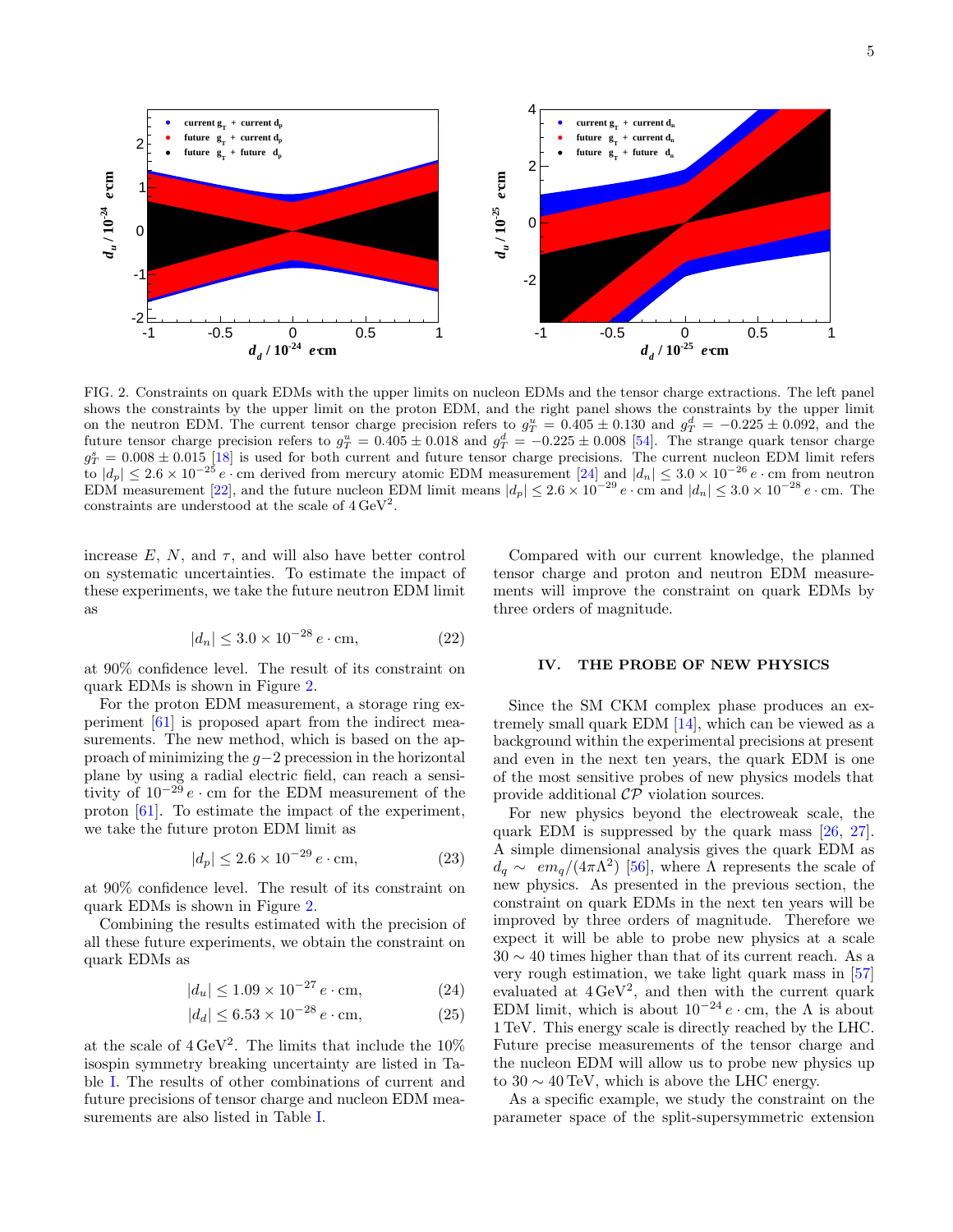FIG. 2. Constraints on quark EDMs with the upper limits on nucleon EDMs and the tensor charge extractions. The left panel shows the constraints by the upper limit on the proton EDM, and the right panel shows the constraints by the upper limit on the neutron EDM. The current tensor charge precision refers to $g_T^u = 0.405 \pm 0.130$ and $g_T^d = -0.225 \pm 0.092$, and the future tensor charge precision refers to $g_T^u = 0.405 \pm 0.018$ and $g_T^d = -0.225 \pm 0.008$ [54]. The strange quark tensor charge $g_T^s = 0.008 \pm 0.015$ [18] is used for both current and future tensor charge precisions. The current nucleon EDM limit refers to $|d_p| \leq 2.6 \times 10^{-25}\, e \cdot \mathrm{cm}$ derived from mercury atomic EDM measurement [24] and $|d_n| \leq 3.0 \times 10^{-26}\, e \cdot \mathrm{cm}$ from neutron EDM measurement [22], and the future nucleon EDM limit means $|d_p| \leq 2.6 \times 10^{-29}\, e \cdot \mathrm{cm}$ and $|d_n| \leq 3.0 \times 10^{-28}\, e \cdot \mathrm{cm}$. The constraints are understood at the scale of $4\,\mathrm{GeV}^2$.

increase $E$, $N$, and $\tau$, and will also have better control on systematic uncertainties. To estimate the impact of these experiments, we take the future neutron EDM limit as

$$|d_n| \leq 3.0 \times 10^{-28}\, e \cdot \mathrm{cm}, \tag{22}$$

at 90% confidence level. The result of its constraint on quark EDMs is shown in Figure 2.

For the proton EDM measurement, a storage ring experiment [61] is proposed apart from the indirect measurements. The new method, which is based on the approach of minimizing the $g-2$ precession in the horizontal plane by using a radial electric field, can reach a sensitivity of $10^{-29}\, e \cdot \mathrm{cm}$ for the EDM measurement of the proton [61]. To estimate the impact of the experiment, we take the future proton EDM limit as

$$|d_p| \leq 2.6 \times 10^{-29}\, e \cdot \mathrm{cm}, \tag{23}$$

at 90% confidence level. The result of its constraint on quark EDMs is shown in Figure 2.

Combining the results estimated with the precision of all these future experiments, we obtain the constraint on quark EDMs as

$$|d_u| \leq 1.09 \times 10^{-27}\, e \cdot \mathrm{cm}, \tag{24}$$

$$|d_d| \leq 6.53 \times 10^{-28}\, e \cdot \mathrm{cm}, \tag{25}$$

at the scale of $4\,\mathrm{GeV}^2$. The limits that include the 10% isospin symmetry breaking uncertainty are listed in Table I. The results of other combinations of current and future precisions of tensor charge and nucleon EDM measurements are also listed in Table I.

Compared with our current knowledge, the planned tensor charge and proton and neutron EDM measurements will improve the constraint on quark EDMs by three orders of magnitude.

## IV. THE PROBE OF NEW PHYSICS

Since the SM CKM complex phase produces an extremely small quark EDM [14], which can be viewed as a background within the experimental precisions at present and even in the next ten years, the quark EDM is one of the most sensitive probes of new physics models that provide additional $\mathcal{CP}$ violation sources.

For new physics beyond the electroweak scale, the quark EDM is suppressed by the quark mass [26, 27]. A simple dimensional analysis gives the quark EDM as $d_q \sim \; e m_q/(4\pi\Lambda^2)$ [56], where $\Lambda$ represents the scale of new physics. As presented in the previous section, the constraint on quark EDMs in the next ten years will be improved by three orders of magnitude. Therefore we expect it will be able to probe new physics at a scale $30 \sim 40$ times higher than that of its current reach. As a very rough estimation, we take light quark mass in [57] evaluated at $4\,\mathrm{GeV}^2$, and then with the current quark EDM limit, which is about $10^{-24}\, e \cdot \mathrm{cm}$, the $\Lambda$ is about 1 TeV. This energy scale is directly reached by the LHC. Future precise measurements of the tensor charge and the nucleon EDM will allow us to probe new physics up to $30 \sim 40\,\mathrm{TeV}$, which is above the LHC energy.

As a specific example, we study the constraint on the parameter space of the split-supersymmetric extension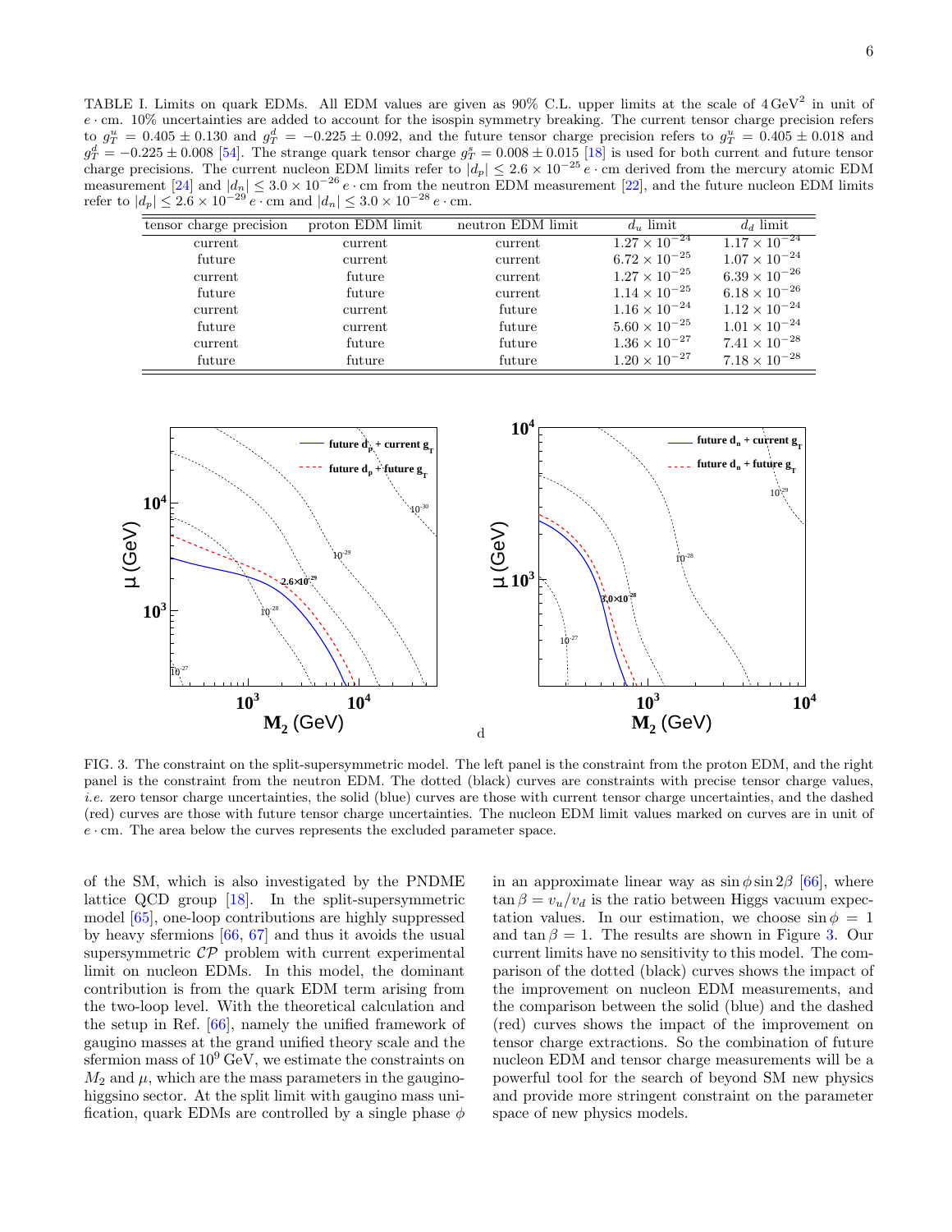TABLE I. Limits on quark EDMs. All EDM values are given as 90% C.L. upper limits at the scale of $4\,\mathrm{GeV}^2$ in unit of $e\cdot\mathrm{cm}$. 10% uncertainties are added to account for the isospin symmetry breaking. The current tensor charge precision refers to $g_T^u = 0.405 \pm 0.130$ and $g_T^d = -0.225 \pm 0.092$, and the future tensor charge precision refers to $g_T^u = 0.405 \pm 0.018$ and $g_T^d = -0.225 \pm 0.008$ [54]. The strange quark tensor charge $g_T^s = 0.008 \pm 0.015$ [18] is used for both current and future tensor charge precisions. The current nucleon EDM limits refer to $|d_p| \leq 2.6 \times 10^{-25}\, e\cdot\mathrm{cm}$ derived from the mercury atomic EDM measurement [24] and $|d_n| \leq 3.0 \times 10^{-26}\, e\cdot\mathrm{cm}$ from the neutron EDM measurement [22], and the future nucleon EDM limits refer to $|d_p| \leq 2.6 \times 10^{-29}\, e\cdot\mathrm{cm}$ and $|d_n| \leq 3.0 \times 10^{-28}\, e\cdot\mathrm{cm}$.

| tensor charge precision | proton EDM limit | neutron EDM limit | $d_u$ limit | $d_d$ limit |
|---|---|---|---|---|
| current | current | current | $1.27 \times 10^{-24}$ | $1.17 \times 10^{-24}$ |
| future | current | current | $6.72 \times 10^{-25}$ | $1.07 \times 10^{-24}$ |
| current | future | current | $1.27 \times 10^{-25}$ | $6.39 \times 10^{-26}$ |
| future | future | current | $1.14 \times 10^{-25}$ | $6.18 \times 10^{-26}$ |
| current | current | future | $1.16 \times 10^{-24}$ | $1.12 \times 10^{-24}$ |
| future | current | future | $5.60 \times 10^{-25}$ | $1.01 \times 10^{-24}$ |
| current | future | future | $1.36 \times 10^{-27}$ | $7.41 \times 10^{-28}$ |
| future | future | future | $1.20 \times 10^{-27}$ | $7.18 \times 10^{-28}$ |

FIG. 3. The constraint on the split-supersymmetric model. The left panel is the constraint from the proton EDM, and the right panel is the constraint from the neutron EDM. The dotted (black) curves are constraints with precise tensor charge values, *i.e.* zero tensor charge uncertainties, the solid (blue) curves are those with current tensor charge uncertainties, and the dashed (red) curves are those with future tensor charge uncertainties. The nucleon EDM limit values marked on curves are in unit of $e\cdot\mathrm{cm}$. The area below the curves represents the excluded parameter space.

of the SM, which is also investigated by the PNDME lattice QCD group [18]. In the split-supersymmetric model [65], one-loop contributions are highly suppressed by heavy sfermions [66, 67] and thus it avoids the usual supersymmetric $\mathcal{CP}$ problem with current experimental limit on nucleon EDMs. In this model, the dominant contribution is from the quark EDM term arising from the two-loop level. With the theoretical calculation and the setup in Ref. [66], namely the unified framework of gaugino masses at the grand unified theory scale and the sfermion mass of $10^9$ GeV, we estimate the constraints on $M_2$ and $\mu$, which are the mass parameters in the gaugino-higgsino sector. At the split limit with gaugino mass unification, quark EDMs are controlled by a single phase $\phi$ in an approximate linear way as $\sin\phi \sin 2\beta$ [66], where $\tan\beta = v_u/v_d$ is the ratio between Higgs vacuum expectation values. In our estimation, we choose $\sin\phi = 1$ and $\tan\beta = 1$. The results are shown in Figure 3. Our current limits have no sensitivity to this model. The comparison of the dotted (black) curves shows the impact of the improvement on nucleon EDM measurements, and the comparison between the solid (blue) and the dashed (red) curves shows the impact of the improvement on tensor charge extractions. So the combination of future nucleon EDM and tensor charge measurements will be a powerful tool for the search of beyond SM new physics and provide more stringent constraint on the parameter space of new physics models.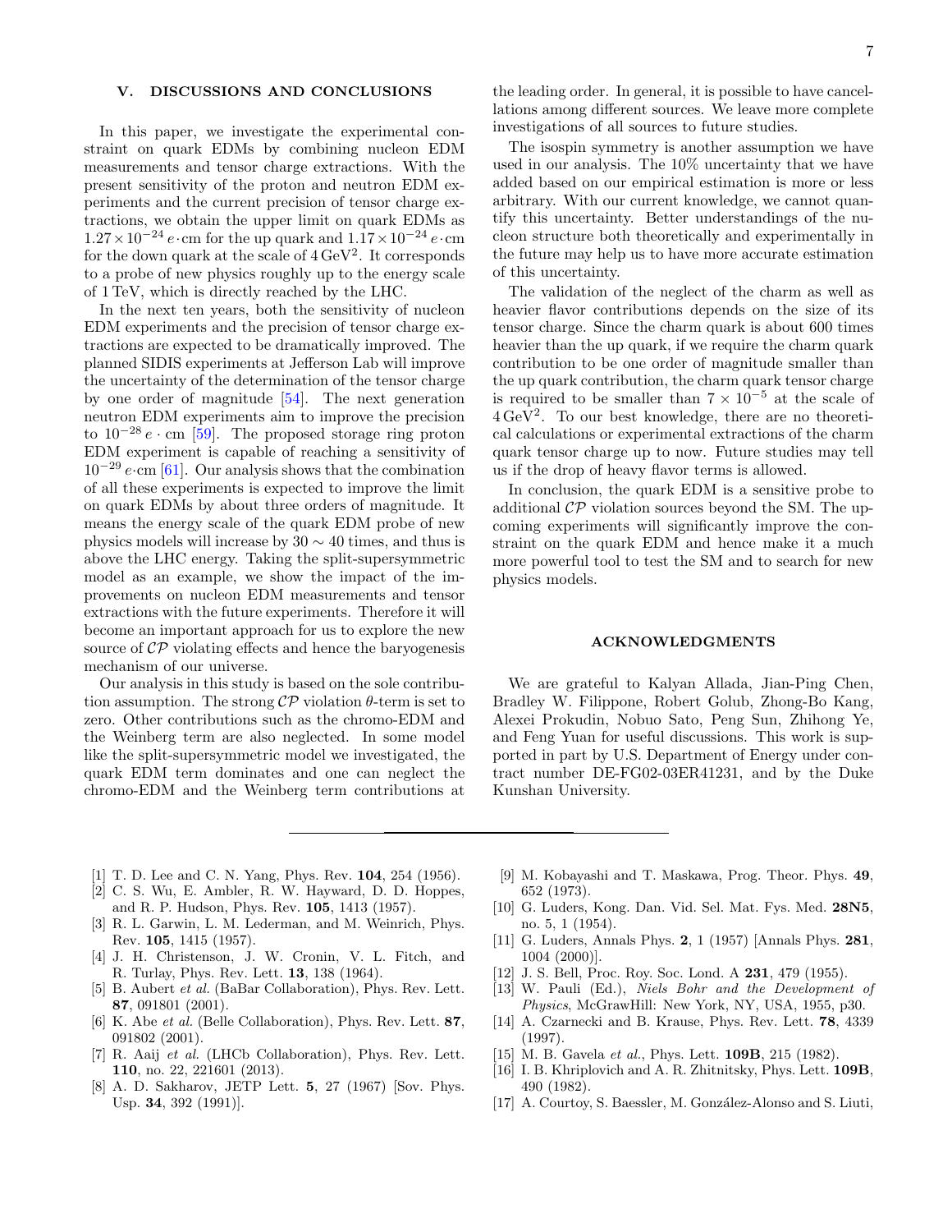## V. DISCUSSIONS AND CONCLUSIONS

In this paper, we investigate the experimental constraint on quark EDMs by combining nucleon EDM measurements and tensor charge extractions. With the present sensitivity of the proton and neutron EDM experiments and the current precision of tensor charge extractions, we obtain the upper limit on quark EDMs as $1.27 \times 10^{-24}\, e\cdot$cm for the up quark and $1.17 \times 10^{-24}\, e\cdot$cm for the down quark at the scale of $4\,\mathrm{GeV}^2$. It corresponds to a probe of new physics roughly up to the energy scale of 1 TeV, which is directly reached by the LHC.

In the next ten years, both the sensitivity of nucleon EDM experiments and the precision of tensor charge extractions are expected to be dramatically improved. The planned SIDIS experiments at Jefferson Lab will improve the uncertainty of the determination of the tensor charge by one order of magnitude [54]. The next generation neutron EDM experiments aim to improve the precision to $10^{-28}\, e\cdot$cm [59]. The proposed storage ring proton EDM experiment is capable of reaching a sensitivity of $10^{-29}\, e\cdot$cm [61]. Our analysis shows that the combination of all these experiments is expected to improve the limit on quark EDMs by about three orders of magnitude. It means the energy scale of the quark EDM probe of new physics models will increase by $30 \sim 40$ times, and thus is above the LHC energy. Taking the split-supersymmetric model as an example, we show the impact of the improvements on nucleon EDM measurements and tensor extractions with the future experiments. Therefore it will become an important approach for us to explore the new source of $\mathcal{CP}$ violating effects and hence the baryogenesis mechanism of our universe.

Our analysis in this study is based on the sole contribution assumption. The strong $\mathcal{CP}$ violation $\theta$-term is set to zero. Other contributions such as the chromo-EDM and the Weinberg term are also neglected. In some model like the split-supersymmetric model we investigated, the quark EDM term dominates and one can neglect the chromo-EDM and the Weinberg term contributions at the leading order. In general, it is possible to have cancellations among different sources. We leave more complete investigations of all sources to future studies.

The isospin symmetry is another assumption we have used in our analysis. The 10% uncertainty that we have added based on our empirical estimation is more or less arbitrary. With our current knowledge, we cannot quantify this uncertainty. Better understandings of the nucleon structure both theoretically and experimentally in the future may help us to have more accurate estimation of this uncertainty.

The validation of the neglect of the charm as well as heavier flavor contributions depends on the size of its tensor charge. Since the charm quark is about 600 times heavier than the up quark, if we require the charm quark contribution to be one order of magnitude smaller than the up quark contribution, the charm quark tensor charge is required to be smaller than $7 \times 10^{-5}$ at the scale of $4\,\mathrm{GeV}^2$. To our best knowledge, there are no theoretical calculations or experimental extractions of the charm quark tensor charge up to now. Future studies may tell us if the drop of heavy flavor terms is allowed.

In conclusion, the quark EDM is a sensitive probe to additional $\mathcal{CP}$ violation sources beyond the SM. The upcoming experiments will significantly improve the constraint on the quark EDM and hence make it a much more powerful tool to test the SM and to search for new physics models.

## ACKNOWLEDGMENTS

We are grateful to Kalyan Allada, Jian-Ping Chen, Bradley W. Filippone, Robert Golub, Zhong-Bo Kang, Alexei Prokudin, Nobuo Sato, Peng Sun, Zhihong Ye, and Feng Yuan for useful discussions. This work is supported in part by U.S. Department of Energy under contract number DE-FG02-03ER41231, and by the Duke Kunshan University.

---

[1] T. D. Lee and C. N. Yang, Phys. Rev. **104**, 254 (1956).

[2] C. S. Wu, E. Ambler, R. W. Hayward, D. D. Hoppes, and R. P. Hudson, Phys. Rev. **105**, 1413 (1957).

[3] R. L. Garwin, L. M. Lederman, and M. Weinrich, Phys. Rev. **105**, 1415 (1957).

[4] J. H. Christenson, J. W. Cronin, V. L. Fitch, and R. Turlay, Phys. Rev. Lett. **13**, 138 (1964).

[5] B. Aubert *et al.* (BaBar Collaboration), Phys. Rev. Lett. **87**, 091801 (2001).

[6] K. Abe *et al.* (Belle Collaboration), Phys. Rev. Lett. **87**, 091802 (2001).

[7] R. Aaij *et al.* (LHCb Collaboration), Phys. Rev. Lett. **110**, no. 22, 221601 (2013).

[8] A. D. Sakharov, JETP Lett. **5**, 27 (1967) [Sov. Phys. Usp. **34**, 392 (1991)].

[9] M. Kobayashi and T. Maskawa, Prog. Theor. Phys. **49**, 652 (1973).

[10] G. Luders, Kong. Dan. Vid. Sel. Mat. Fys. Med. **28N5**, no. 5, 1 (1954).

[11] G. Luders, Annals Phys. **2**, 1 (1957) [Annals Phys. **281**, 1004 (2000)].

[12] J. S. Bell, Proc. Roy. Soc. Lond. A **231**, 479 (1955).

[13] W. Pauli (Ed.), *Niels Bohr and the Development of Physics*, McGrawHill: New York, NY, USA, 1955, p30.

[14] A. Czarnecki and B. Krause, Phys. Rev. Lett. **78**, 4339 (1997).

[15] M. B. Gavela *et al.*, Phys. Lett. **109B**, 215 (1982).

[16] I. B. Khriplovich and A. R. Zhitnitsky, Phys. Lett. **109B**, 490 (1982).

[17] A. Courtoy, S. Baessler, M. González-Alonso and S. Liuti,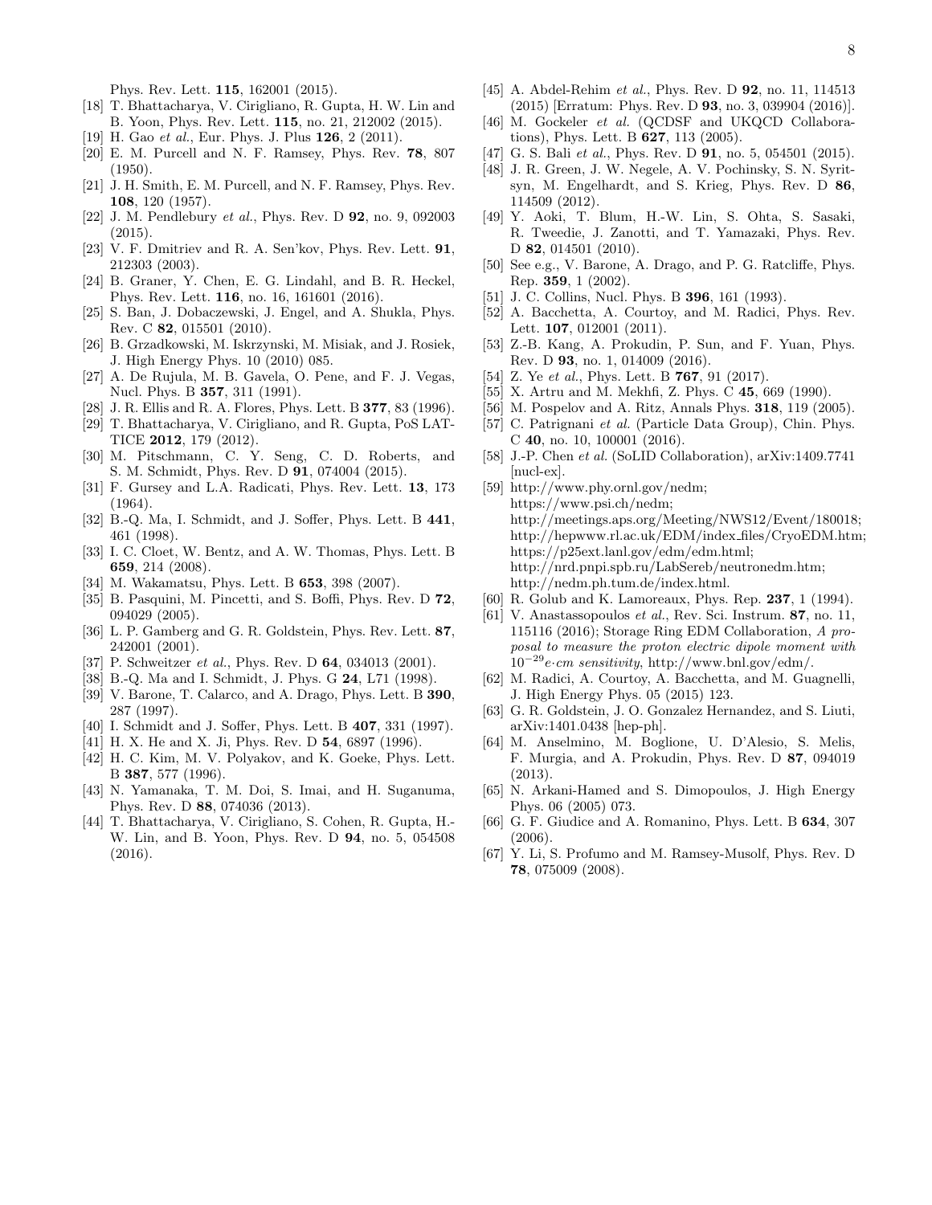Phys. Rev. Lett. **115**, 162001 (2015).

[18] T. Bhattacharya, V. Cirigliano, R. Gupta, H. W. Lin and B. Yoon, Phys. Rev. Lett. **115**, no. 21, 212002 (2015).

[19] H. Gao *et al.*, Eur. Phys. J. Plus **126**, 2 (2011).

[20] E. M. Purcell and N. F. Ramsey, Phys. Rev. **78**, 807 (1950).

[21] J. H. Smith, E. M. Purcell, and N. F. Ramsey, Phys. Rev. **108**, 120 (1957).

[22] J. M. Pendlebury *et al.*, Phys. Rev. D **92**, no. 9, 092003 (2015).

[23] V. F. Dmitriev and R. A. Sen'kov, Phys. Rev. Lett. **91**, 212303 (2003).

[24] B. Graner, Y. Chen, E. G. Lindahl, and B. R. Heckel, Phys. Rev. Lett. **116**, no. 16, 161601 (2016).

[25] S. Ban, J. Dobaczewski, J. Engel, and A. Shukla, Phys. Rev. C **82**, 015501 (2010).

[26] B. Grzadkowski, M. Iskrzynski, M. Misiak, and J. Rosiek, J. High Energy Phys. 10 (2010) 085.

[27] A. De Rujula, M. B. Gavela, O. Pene, and F. J. Vegas, Nucl. Phys. B **357**, 311 (1991).

[28] J. R. Ellis and R. A. Flores, Phys. Lett. B **377**, 83 (1996).

[29] T. Bhattacharya, V. Cirigliano, and R. Gupta, PoS LATTICE **2012**, 179 (2012).

[30] M. Pitschmann, C. Y. Seng, C. D. Roberts, and S. M. Schmidt, Phys. Rev. D **91**, 074004 (2015).

[31] F. Gursey and L.A. Radicati, Phys. Rev. Lett. **13**, 173 (1964).

[32] B.-Q. Ma, I. Schmidt, and J. Soffer, Phys. Lett. B **441**, 461 (1998).

[33] I. C. Cloet, W. Bentz, and A. W. Thomas, Phys. Lett. B **659**, 214 (2008).

[34] M. Wakamatsu, Phys. Lett. B **653**, 398 (2007).

[35] B. Pasquini, M. Pincetti, and S. Boffi, Phys. Rev. D **72**, 094029 (2005).

[36] L. P. Gamberg and G. R. Goldstein, Phys. Rev. Lett. **87**, 242001 (2001).

[37] P. Schweitzer *et al.*, Phys. Rev. D **64**, 034013 (2001).

[38] B.-Q. Ma and I. Schmidt, J. Phys. G **24**, L71 (1998).

[39] V. Barone, T. Calarco, and A. Drago, Phys. Lett. B **390**, 287 (1997).

[40] I. Schmidt and J. Soffer, Phys. Lett. B **407**, 331 (1997).

[41] H. X. He and X. Ji, Phys. Rev. D **54**, 6897 (1996).

[42] H. C. Kim, M. V. Polyakov, and K. Goeke, Phys. Lett. B **387**, 577 (1996).

[43] N. Yamanaka, T. M. Doi, S. Imai, and H. Suganuma, Phys. Rev. D **88**, 074036 (2013).

[44] T. Bhattacharya, V. Cirigliano, S. Cohen, R. Gupta, H.-W. Lin, and B. Yoon, Phys. Rev. D **94**, no. 5, 054508 (2016).

[45] A. Abdel-Rehim *et al.*, Phys. Rev. D **92**, no. 11, 114513 (2015) [Erratum: Phys. Rev. D **93**, no. 3, 039904 (2016)].

[46] M. Gockeler *et al.* (QCDSF and UKQCD Collaborations), Phys. Lett. B **627**, 113 (2005).

[47] G. S. Bali *et al.*, Phys. Rev. D **91**, no. 5, 054501 (2015).

[48] J. R. Green, J. W. Negele, A. V. Pochinsky, S. N. Syritsyn, M. Engelhardt, and S. Krieg, Phys. Rev. D **86**, 114509 (2012).

[49] Y. Aoki, T. Blum, H.-W. Lin, S. Ohta, S. Sasaki, R. Tweedie, J. Zanotti, and T. Yamazaki, Phys. Rev. D **82**, 014501 (2010).

[50] See e.g., V. Barone, A. Drago, and P. G. Ratcliffe, Phys. Rep. **359**, 1 (2002).

[51] J. C. Collins, Nucl. Phys. B **396**, 161 (1993).

[52] A. Bacchetta, A. Courtoy, and M. Radici, Phys. Rev. Lett. **107**, 012001 (2011).

[53] Z.-B. Kang, A. Prokudin, P. Sun, and F. Yuan, Phys. Rev. D **93**, no. 1, 014009 (2016).

[54] Z. Ye *et al.*, Phys. Lett. B **767**, 91 (2017).

[55] X. Artru and M. Mekhfi, Z. Phys. C **45**, 669 (1990).

[56] M. Pospelov and A. Ritz, Annals Phys. **318**, 119 (2005).

[57] C. Patrignani *et al.* (Particle Data Group), Chin. Phys. C **40**, no. 10, 100001 (2016).

[58] J.-P. Chen *et al.* (SoLID Collaboration), arXiv:1409.7741 [nucl-ex].

[59] http://www.phy.ornl.gov/nedm;
https://www.psi.ch/nedm;
http://meetings.aps.org/Meeting/NWS12/Event/180018;
http://hepwww.rl.ac.uk/EDM/index_files/CryoEDM.htm;
https://p25ext.lanl.gov/edm/edm.html;
http://nrd.pnpi.spb.ru/LabSereb/neutronedm.htm;
http://nedm.ph.tum.de/index.html.

[60] R. Golub and K. Lamoreaux, Phys. Rep. **237**, 1 (1994).

[61] V. Anastassopoulos *et al.*, Rev. Sci. Instrum. **87**, no. 11, 115116 (2016); Storage Ring EDM Collaboration, *A proposal to measure the proton electric dipole moment with* $10^{-29}e\cdot cm$ *sensitivity*, http://www.bnl.gov/edm/.

[62] M. Radici, A. Courtoy, A. Bacchetta, and M. Guagnelli, J. High Energy Phys. 05 (2015) 123.

[63] G. R. Goldstein, J. O. Gonzalez Hernandez, and S. Liuti, arXiv:1401.0438 [hep-ph].

[64] M. Anselmino, M. Boglione, U. D'Alesio, S. Melis, F. Murgia, and A. Prokudin, Phys. Rev. D **87**, 094019 (2013).

[65] N. Arkani-Hamed and S. Dimopoulos, J. High Energy Phys. 06 (2005) 073.

[66] G. F. Giudice and A. Romanino, Phys. Lett. B **634**, 307 (2006).

[67] Y. Li, S. Profumo and M. Ramsey-Musolf, Phys. Rev. D **78**, 075009 (2008).